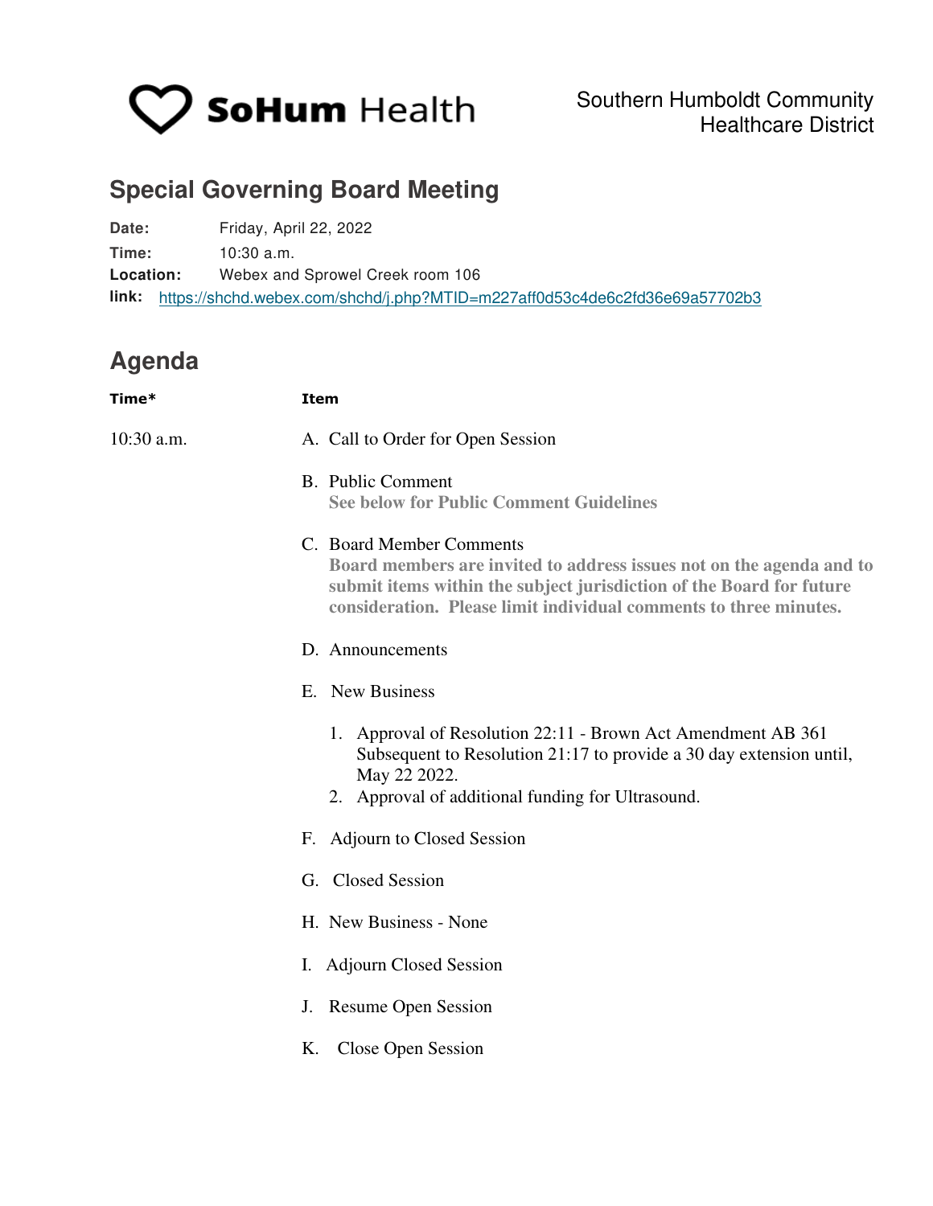SoHum Health

Southern Humboldt Community Healthcare District

## Special Governing Board Meeting

**Date:** Friday, April 22, 2022
**Time:** 10:30 a.m.
**Location:** Webex and Sprowel Creek room 106
**link:** https://shchd.webex.com/shchd/j.php?MTID=m227aff0d53c4de6c2fd36e69a57702b3

## Agenda

| Time* | Item |
|---|---|
| 10:30 a.m. | A. Call to Order for Open Session |

B. Public Comment
**See below for Public Comment Guidelines**

C. Board Member Comments
**Board members are invited to address issues not on the agenda and to submit items within the subject jurisdiction of the Board for future consideration. Please limit individual comments to three minutes.**

D. Announcements

E. New Business

1. Approval of Resolution 22:11 - Brown Act Amendment AB 361 Subsequent to Resolution 21:17 to provide a 30 day extension until, May 22 2022.
2. Approval of additional funding for Ultrasound.

F. Adjourn to Closed Session

G. Closed Session

H. New Business - None

I. Adjourn Closed Session

J. Resume Open Session

K. Close Open Session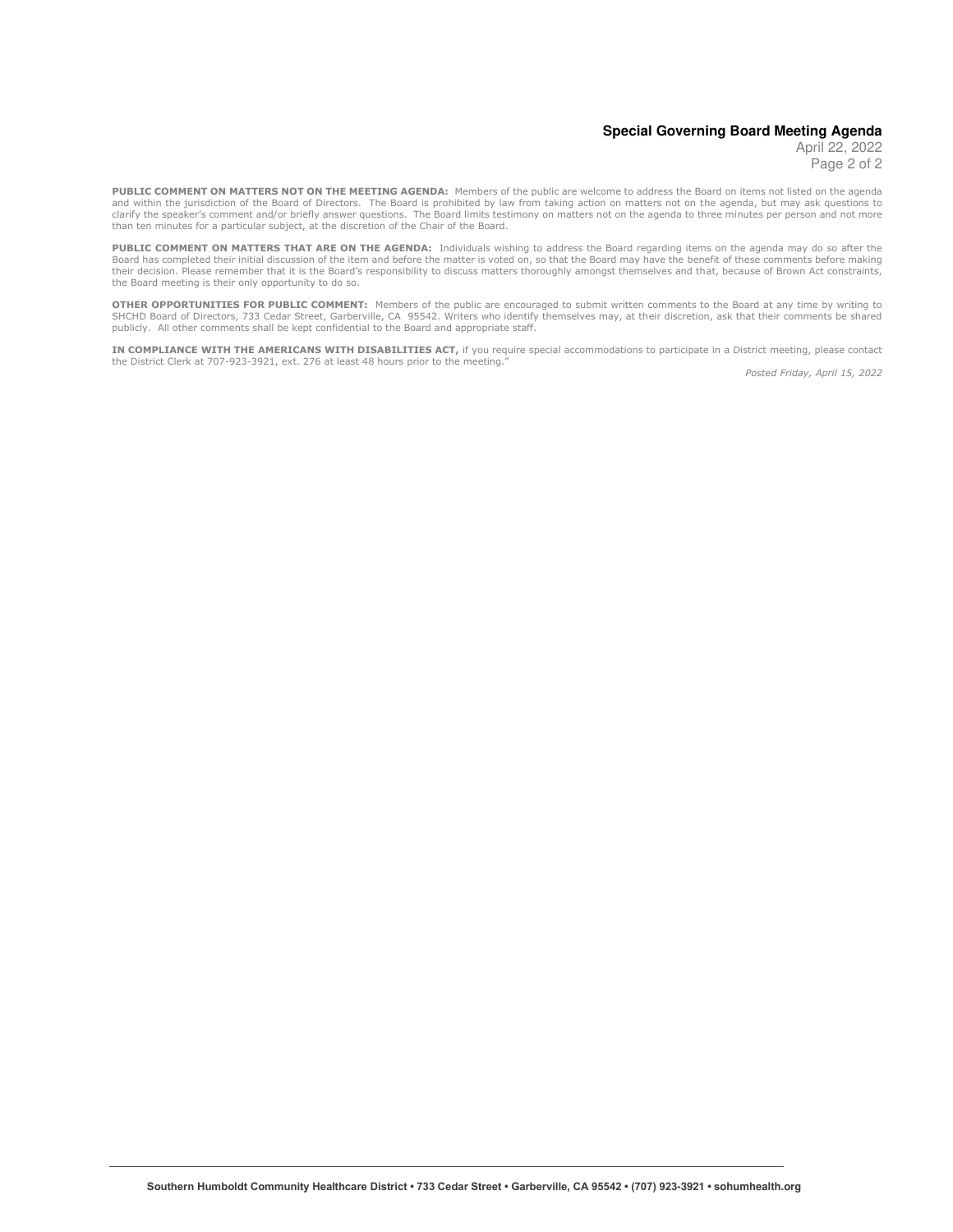**PUBLIC COMMENT ON MATTERS NOT ON THE MEETING AGENDA:** Members of the public are welcome to address the Board on items not listed on the agenda and within the jurisdiction of the Board of Directors. The Board is prohibited by law from taking action on matters not on the agenda, but may ask questions to clarify the speaker's comment and/or briefly answer questions. The Board limits testimony on matters not on the agenda to three minutes per person and not more than ten minutes for a particular subject, at the discretion of the Chair of the Board.

**PUBLIC COMMENT ON MATTERS THAT ARE ON THE AGENDA:** Individuals wishing to address the Board regarding items on the agenda may do so after the Board has completed their initial discussion of the item and before the matter is voted on, so that the Board may have the benefit of these comments before making their decision. Please remember that it is the Board's responsibility to discuss matters thoroughly amongst themselves and that, because of Brown Act constraints, the Board meeting is their only opportunity to do so.

**OTHER OPPORTUNITIES FOR PUBLIC COMMENT:** Members of the public are encouraged to submit written comments to the Board at any time by writing to SHCHD Board of Directors, 733 Cedar Street, Garberville, CA 95542. Writers who identify themselves may, at their discretion, ask that their comments be shared publicly. All other comments shall be kept confidential to the Board and appropriate staff.

**IN COMPLIANCE WITH THE AMERICANS WITH DISABILITIES ACT,** if you require special accommodations to participate in a District meeting, please contact the District Clerk at 707-923-3921, ext. 276 at least 48 hours prior to the meeting."

*Posted Friday, April 15, 2022*